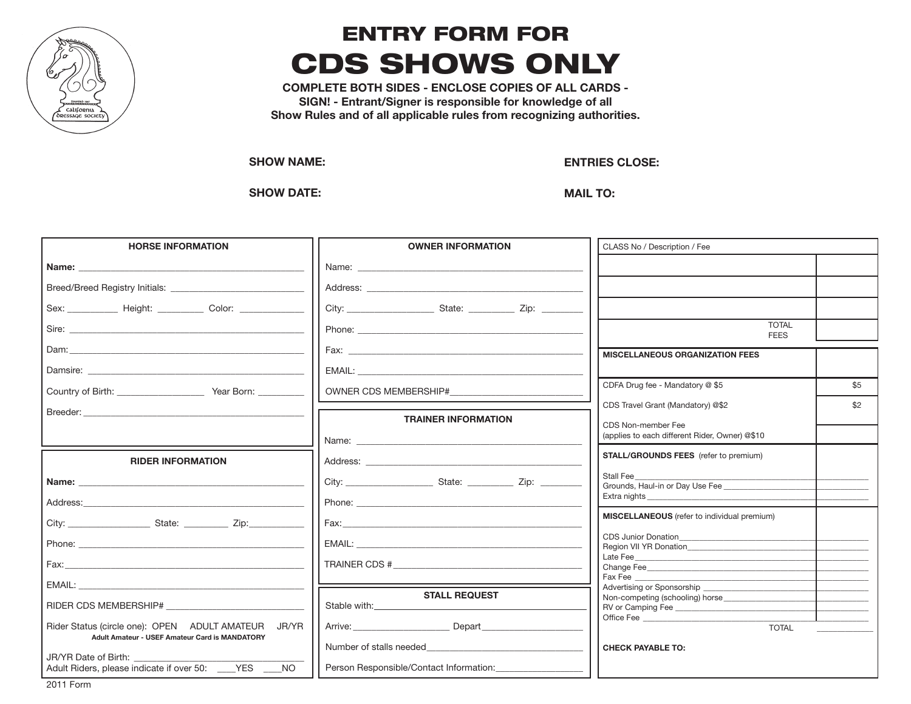# ENTRY FORM FOR

# CDS SHOWS ONLY

**COMPLETE BOTH SIDES - ENCLOSE COPIES OF ALL CARDS - SIGN! - Entrant/Signer is responsible for knowledge of all Show Rules and of all applicable rules from recognizing authorities.**

**SHOW NAME:**

**ENTRIES CLOSE:**

**SHOW DATE:**

**MAIL TO:**

## HORSE INFORMATION

**Name:** ______________________________

Breed/Breed Registry Initials: ______________________________

Sex: __________ Height: __________ Color: __________

Sire: ______________________________

Dam: ______________________________

Damsire: ______________________________

Country of Birth: __________ Year Born: __________

Breeder: ______________________________

## RIDER INFORMATION

**Name:** ______________________________

Address: ______________________________

City: __________ State: __________ Zip: __________

Phone: ______________________________

Fax: ______________________________

EMAIL: ______________________________

RIDER CDS MEMBERSHIP# ______________________________

Rider Status (circle one): OPEN ADULT AMATEUR JR/YR

**Adult Amateur - USEF Amateur Card is MANDATORY**

JR/YR Date of Birth: ______________________________

Adult Riders, please indicate if over 50: ____YES ____NO

## OWNER INFORMATION

Name: ______________________________

Address: ______________________________

City: __________ State: __________ Zip: __________

Phone: ______________________________

Fax: ______________________________

EMAIL: ______________________________

OWNER CDS MEMBERSHIP# ______________________________

## TRAINER INFORMATION

Name: ______________________________

Address: ______________________________

City: __________ State: __________ Zip: __________

Phone: ______________________________

Fax: ______________________________

EMAIL: ______________________________

TRAINER CDS # ______________________________

## STALL REQUEST

Stable with: ______________________________

Arrive: __________ Depart __________

Number of stalls needed ______________________________

Person Responsible/Contact Information: __________

| CLASS No / Description / Fee | |
|---|---|
| | |
| | |
| | |
| TOTAL FEES | |
| **MISCELLANEOUS ORGANIZATION FEES** | |
| CDFA Drug fee - Mandatory @ $5 | $5 |
| CDS Travel Grant (Mandatory) @$2 | $2 |
| CDS Non-member Fee (applies to each different Rider, Owner) @$10 | |
| **STALL/GROUNDS FEES** (refer to premium) | |
| Stall Fee | |
| Grounds, Haul-in or Day Use Fee | |
| Extra nights | |
| **MISCELLANEOUS** (refer to individual premium) | |
| CDS Junior Donation | |
| Region VII YR Donation | |
| Late Fee | |
| Change Fee | |
| Fax Fee | |
| Advertising or Sponsorship | |
| Non-competing (schooling) horse | |
| RV or Camping Fee | |
| Office Fee | |
| TOTAL | |

**CHECK PAYABLE TO:**

2011 Form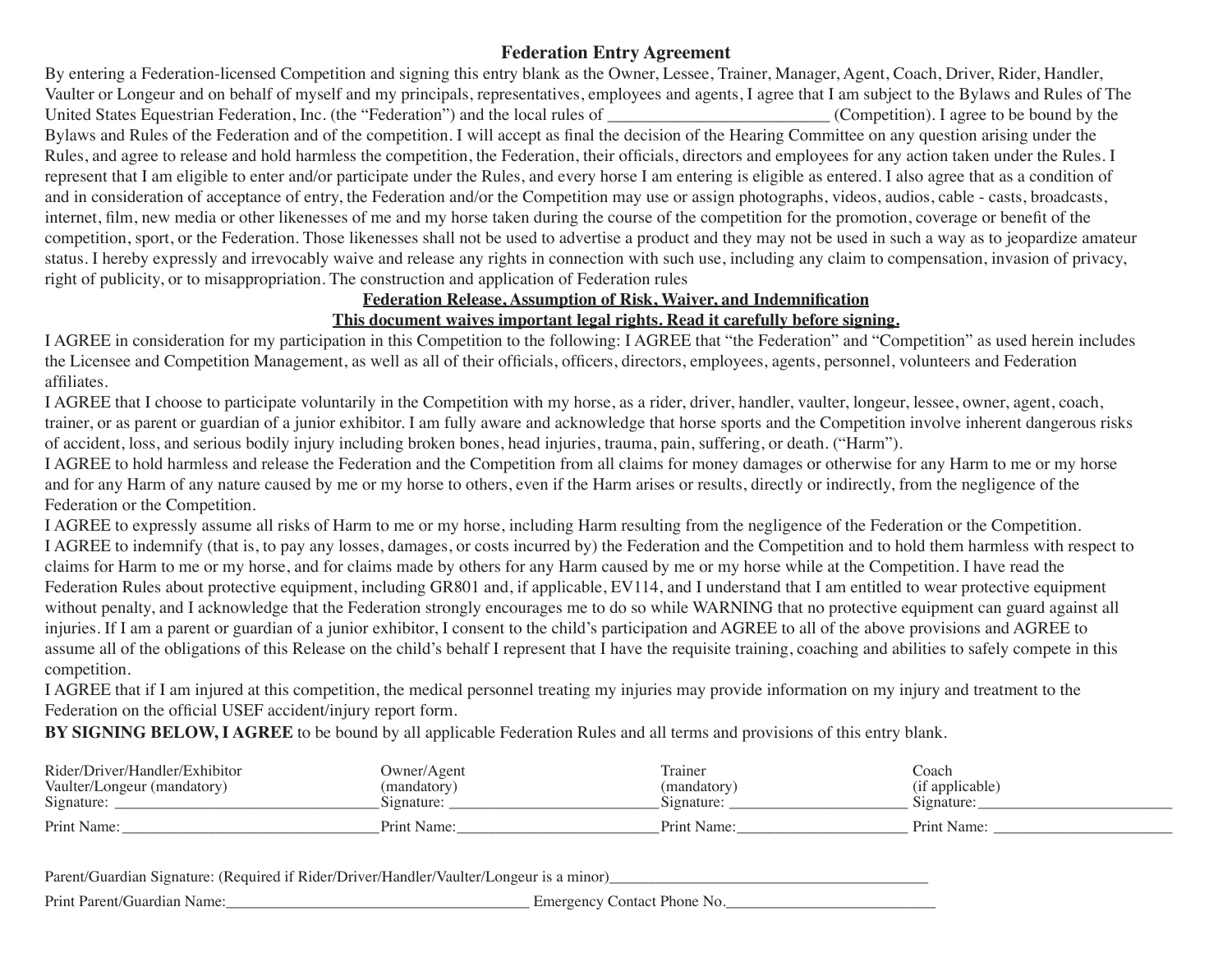## Federation Entry Agreement

By entering a Federation-licensed Competition and signing this entry blank as the Owner, Lessee, Trainer, Manager, Agent, Coach, Driver, Rider, Handler, Vaulter or Longeur and on behalf of myself and my principals, representatives, employees and agents, I agree that I am subject to the Bylaws and Rules of The United States Equestrian Federation, Inc. (the "Federation") and the local rules of ___________________________ (Competition). I agree to be bound by the Bylaws and Rules of the Federation and of the competition. I will accept as final the decision of the Hearing Committee on any question arising under the Rules, and agree to release and hold harmless the competition, the Federation, their officials, directors and employees for any action taken under the Rules. I represent that I am eligible to enter and/or participate under the Rules, and every horse I am entering is eligible as entered. I also agree that as a condition of and in consideration of acceptance of entry, the Federation and/or the Competition may use or assign photographs, videos, audios, cable - casts, broadcasts, internet, film, new media or other likenesses of me and my horse taken during the course of the competition for the promotion, coverage or benefit of the competition, sport, or the Federation. Those likenesses shall not be used to advertise a product and they may not be used in such a way as to jeopardize amateur status. I hereby expressly and irrevocably waive and release any rights in connection with such use, including any claim to compensation, invasion of privacy, right of publicity, or to misappropriation. The construction and application of Federation rules

**Federation Release, Assumption of Risk, Waiver, and Indemnification**

**This document waives important legal rights. Read it carefully before signing.**

I AGREE in consideration for my participation in this Competition to the following: I AGREE that "the Federation" and "Competition" as used herein includes the Licensee and Competition Management, as well as all of their officials, officers, directors, employees, agents, personnel, volunteers and Federation affiliates.

I AGREE that I choose to participate voluntarily in the Competition with my horse, as a rider, driver, handler, vaulter, longeur, lessee, owner, agent, coach, trainer, or as parent or guardian of a junior exhibitor. I am fully aware and acknowledge that horse sports and the Competition involve inherent dangerous risks of accident, loss, and serious bodily injury including broken bones, head injuries, trauma, pain, suffering, or death. ("Harm").

I AGREE to hold harmless and release the Federation and the Competition from all claims for money damages or otherwise for any Harm to me or my horse and for any Harm of any nature caused by me or my horse to others, even if the Harm arises or results, directly or indirectly, from the negligence of the Federation or the Competition.

I AGREE to expressly assume all risks of Harm to me or my horse, including Harm resulting from the negligence of the Federation or the Competition.

I AGREE to indemnify (that is, to pay any losses, damages, or costs incurred by) the Federation and the Competition and to hold them harmless with respect to claims for Harm to me or my horse, and for claims made by others for any Harm caused by me or my horse while at the Competition. I have read the Federation Rules about protective equipment, including GR801 and, if applicable, EV114, and I understand that I am entitled to wear protective equipment without penalty, and I acknowledge that the Federation strongly encourages me to do so while WARNING that no protective equipment can guard against all injuries. If I am a parent or guardian of a junior exhibitor, I consent to the child's participation and AGREE to all of the above provisions and AGREE to assume all of the obligations of this Release on the child's behalf I represent that I have the requisite training, coaching and abilities to safely compete in this competition.

I AGREE that if I am injured at this competition, the medical personnel treating my injuries may provide information on my injury and treatment to the Federation on the official USEF accident/injury report form.

**BY SIGNING BELOW, I AGREE** to be bound by all applicable Federation Rules and all terms and provisions of this entry blank.

| Rider/Driver/Handler/Exhibitor Vaulter/Longeur (mandatory) | Owner/Agent (mandatory) | Trainer (mandatory) | Coach (if applicable) |
|---|---|---|---|
| Signature: ________________ | Signature: ________________ | Signature: ________________ | Signature: ________________ |
| Print Name: ________________ | Print Name: ________________ | Print Name: ________________ | Print Name: ________________ |

Parent/Guardian Signature: (Required if Rider/Driver/Handler/Vaulter/Longeur is a minor)__________________________________________

Print Parent/Guardian Name:_______________________________________ Emergency Contact Phone No.___________________________